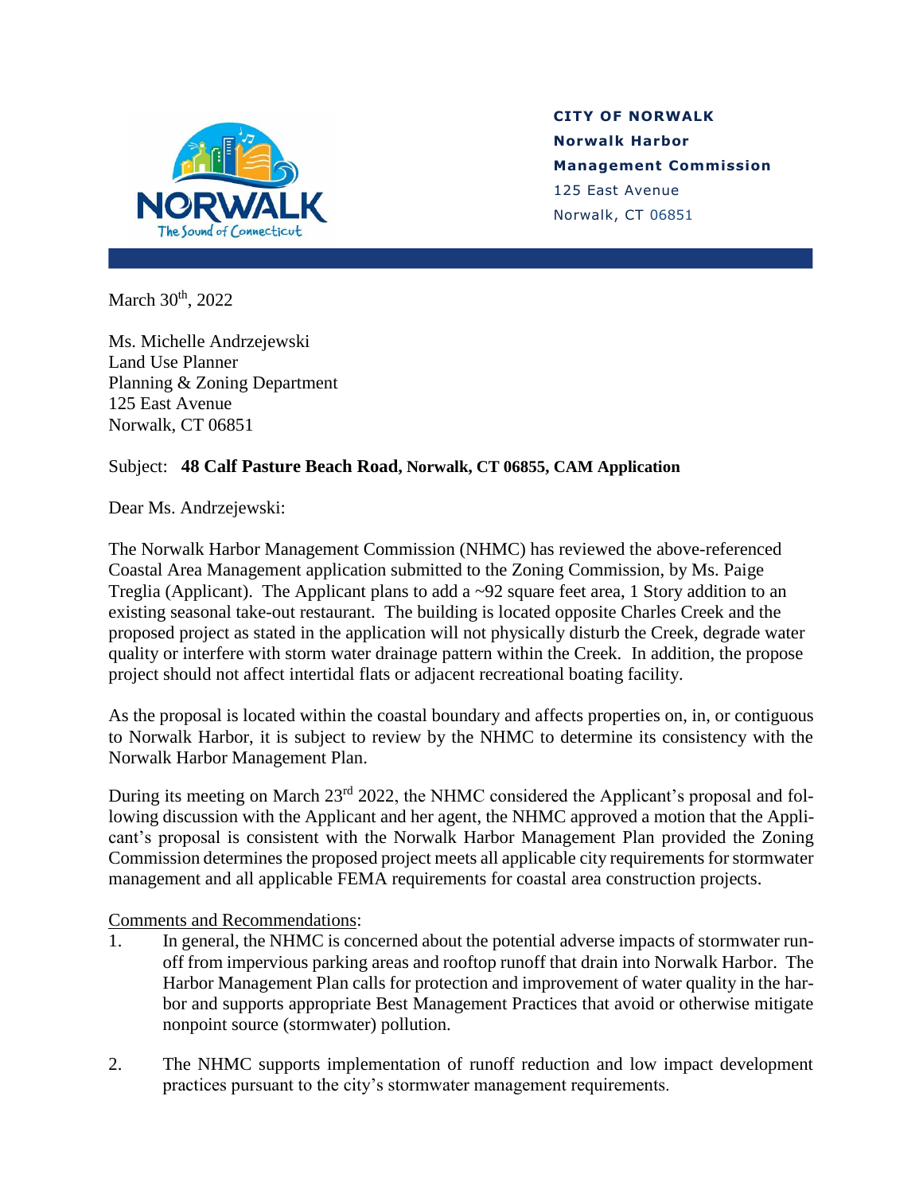**CITY OF NORWALK**
**Norwalk Harbor Management Commission**
125 East Avenue
Norwalk, CT 06851

March 30th, 2022

Ms. Michelle Andrzejewski
Land Use Planner
Planning & Zoning Department
125 East Avenue
Norwalk, CT 06851

Subject: **48 Calf Pasture Beach Road, Norwalk, CT 06855, CAM Application**

Dear Ms. Andrzejewski:

The Norwalk Harbor Management Commission (NHMC) has reviewed the above-referenced Coastal Area Management application submitted to the Zoning Commission, by Ms. Paige Treglia (Applicant). The Applicant plans to add a ~92 square feet area, 1 Story addition to an existing seasonal take-out restaurant. The building is located opposite Charles Creek and the proposed project as stated in the application will not physically disturb the Creek, degrade water quality or interfere with storm water drainage pattern within the Creek. In addition, the propose project should not affect intertidal flats or adjacent recreational boating facility.

As the proposal is located within the coastal boundary and affects properties on, in, or contiguous to Norwalk Harbor, it is subject to review by the NHMC to determine its consistency with the Norwalk Harbor Management Plan.

During its meeting on March 23rd 2022, the NHMC considered the Applicant's proposal and following discussion with the Applicant and her agent, the NHMC approved a motion that the Applicant's proposal is consistent with the Norwalk Harbor Management Plan provided the Zoning Commission determines the proposed project meets all applicable city requirements for stormwater management and all applicable FEMA requirements for coastal area construction projects.

Comments and Recommendations:

1. In general, the NHMC is concerned about the potential adverse impacts of stormwater runoff from impervious parking areas and rooftop runoff that drain into Norwalk Harbor. The Harbor Management Plan calls for protection and improvement of water quality in the harbor and supports appropriate Best Management Practices that avoid or otherwise mitigate nonpoint source (stormwater) pollution.

2. The NHMC supports implementation of runoff reduction and low impact development practices pursuant to the city's stormwater management requirements.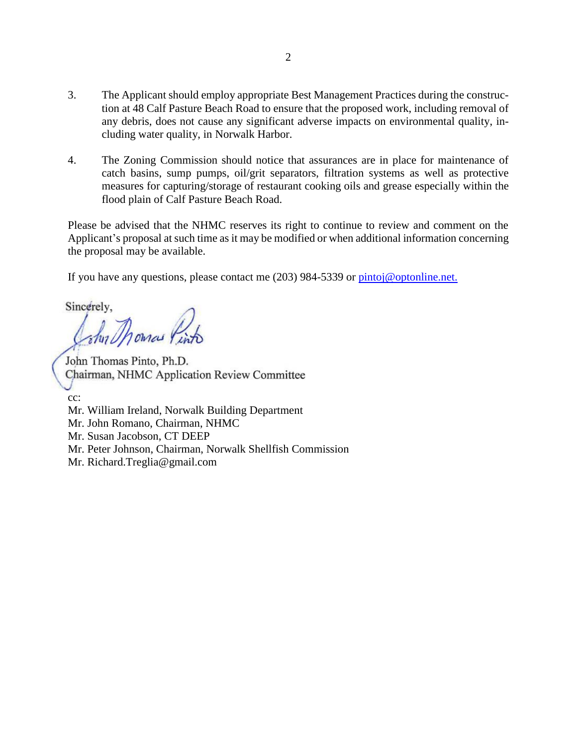3. The Applicant should employ appropriate Best Management Practices during the construction at 48 Calf Pasture Beach Road to ensure that the proposed work, including removal of any debris, does not cause any significant adverse impacts on environmental quality, including water quality, in Norwalk Harbor.

4. The Zoning Commission should notice that assurances are in place for maintenance of catch basins, sump pumps, oil/grit separators, filtration systems as well as protective measures for capturing/storage of restaurant cooking oils and grease especially within the flood plain of Calf Pasture Beach Road.

Please be advised that the NHMC reserves its right to continue to review and comment on the Applicant's proposal at such time as it may be modified or when additional information concerning the proposal may be available.

If you have any questions, please contact me (203) 984-5339 or pintoj@optonline.net.

Sincerely,

John Thomas Pinto

John Thomas Pinto, Ph.D.
Chairman, NHMC Application Review Committee

cc:
Mr. William Ireland, Norwalk Building Department
Mr. John Romano, Chairman, NHMC
Mr. Susan Jacobson, CT DEEP
Mr. Peter Johnson, Chairman, Norwalk Shellfish Commission
Mr. Richard.Treglia@gmail.com